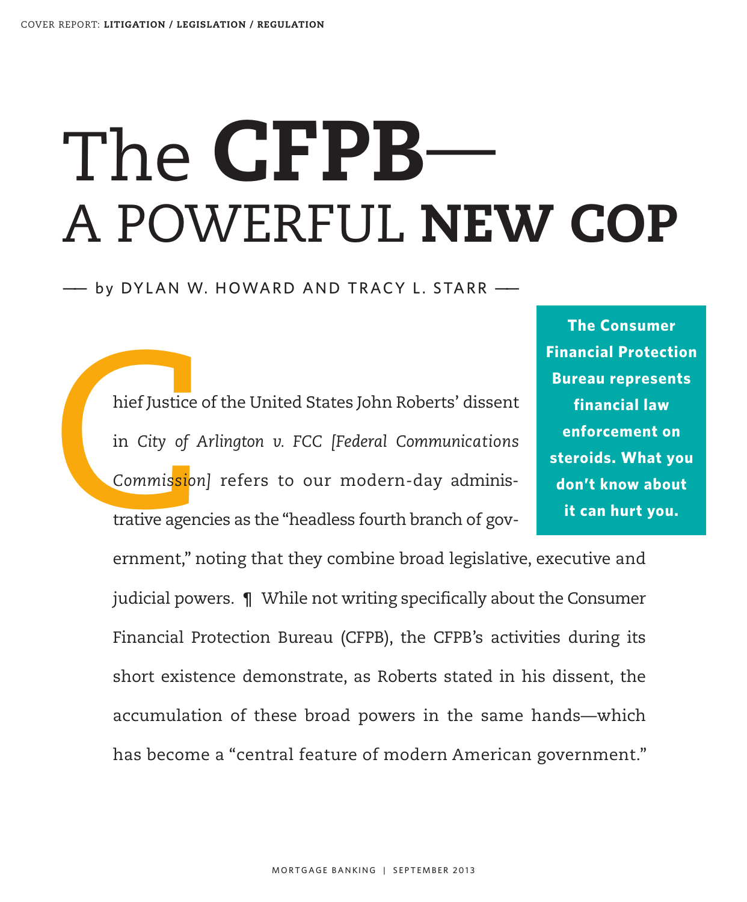COVER REPORT: **LITIGATION / LEGISLATION / REGULATION**

# The **CFPB**— A POWERFUL **NEW COP**

—— by DYLAN W. HOWARD AND TRACY L. STARR ——

**The Consumer Financial Protection Bureau represents financial law enforcement on steroids. What you don't know about it can hurt you.**

Chief Justice of the United States John Roberts' dissent in *City of Arlington v. FCC [Federal Communications Commission]* refers to our modern-day administrative agencies as the "headless fourth branch of government," noting that they combine broad legislative, executive and judicial powers. ¶ While not writing specifically about the Consumer Financial Protection Bureau (CFPB), the CFPB's activities during its short existence demonstrate, as Roberts stated in his dissent, the accumulation of these broad powers in the same hands—which has become a "central feature of modern American government."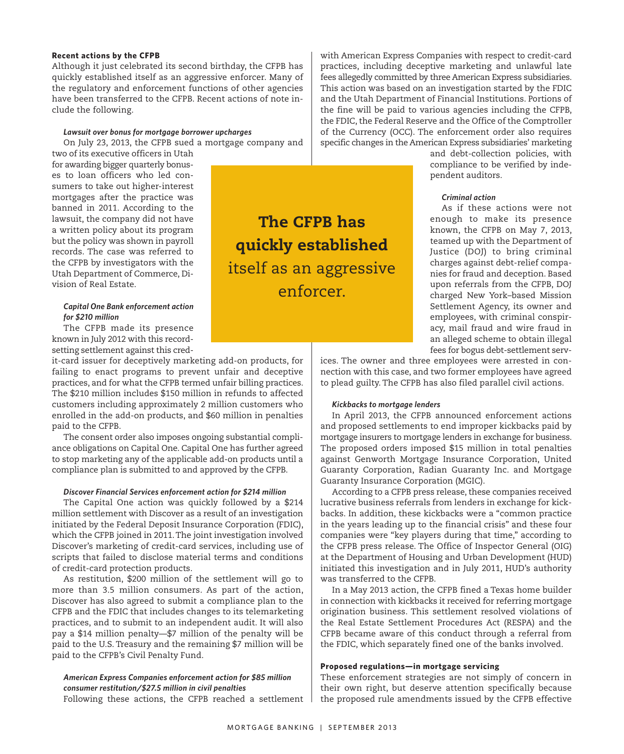### Recent actions by the CFPB

Although it just celebrated its second birthday, the CFPB has quickly established itself as an aggressive enforcer. Many of the regulatory and enforcement functions of other agencies have been transferred to the CFPB. Recent actions of note include the following.

#### *Lawsuit over bonus for mortgage borrower upcharges*

On July 23, 2013, the CFPB sued a mortgage company and two of its executive officers in Utah for awarding bigger quarterly bonuses to loan officers who led consumers to take out higher-interest mortgages after the practice was banned in 2011. According to the lawsuit, the company did not have a written policy about its program but the policy was shown in payroll records. The case was referred to the CFPB by investigators with the Utah Department of Commerce, Division of Real Estate.

#### *Capital One Bank enforcement action for $210 million*

The CFPB made its presence known in July 2012 with this record-setting settlement against this credit-card issuer for deceptively marketing add-on products, for failing to enact programs to prevent unfair and deceptive practices, and for what the CFPB termed unfair billing practices. The $210 million includes $150 million in refunds to affected customers including approximately 2 million customers who enrolled in the add-on products, and $60 million in penalties paid to the CFPB.

The consent order also imposes ongoing substantial compliance obligations on Capital One. Capital One has further agreed to stop marketing any of the applicable add-on products until a compliance plan is submitted to and approved by the CFPB.

#### *Discover Financial Services enforcement action for $214 million*

The Capital One action was quickly followed by a $214 million settlement with Discover as a result of an investigation initiated by the Federal Deposit Insurance Corporation (FDIC), which the CFPB joined in 2011. The joint investigation involved Discover's marketing of credit-card services, including use of scripts that failed to disclose material terms and conditions of credit-card protection products.

As restitution, $200 million of the settlement will go to more than 3.5 million consumers. As part of the action, Discover has also agreed to submit a compliance plan to the CFPB and the FDIC that includes changes to its telemarketing practices, and to submit to an independent audit. It will also pay a $14 million penalty—$7 million of the penalty will be paid to the U.S. Treasury and the remaining $7 million will be paid to the CFPB's Civil Penalty Fund.

#### *American Express Companies enforcement action for $85 million consumer restitution/$27.5 million in civil penalties*

Following these actions, the CFPB reached a settlement with American Express Companies with respect to credit-card practices, including deceptive marketing and unlawful late fees allegedly committed by three American Express subsidiaries. This action was based on an investigation started by the FDIC and the Utah Department of Financial Institutions. Portions of the fine will be paid to various agencies including the CFPB, the FDIC, the Federal Reserve and the Office of the Comptroller of the Currency (OCC). The enforcement order also requires specific changes in the American Express subsidiaries' marketing and debt-collection policies, with compliance to be verified by independent auditors.

**The CFPB has quickly established** itself as an aggressive enforcer.

#### *Criminal action*

As if these actions were not enough to make its presence known, the CFPB on May 7, 2013, teamed up with the Department of Justice (DOJ) to bring criminal charges against debt-relief companies for fraud and deception. Based upon referrals from the CFPB, DOJ charged New York–based Mission Settlement Agency, its owner and employees, with criminal conspiracy, mail fraud and wire fraud in an alleged scheme to obtain illegal fees for bogus debt-settlement services. The owner and three employees were arrested in connection with this case, and two former employees have agreed to plead guilty. The CFPB has also filed parallel civil actions.

#### *Kickbacks to mortgage lenders*

In April 2013, the CFPB announced enforcement actions and proposed settlements to end improper kickbacks paid by mortgage insurers to mortgage lenders in exchange for business. The proposed orders imposed $15 million in total penalties against Genworth Mortgage Insurance Corporation, United Guaranty Corporation, Radian Guaranty Inc. and Mortgage Guaranty Insurance Corporation (MGIC).

According to a CFPB press release, these companies received lucrative business referrals from lenders in exchange for kickbacks. In addition, these kickbacks were a "common practice in the years leading up to the financial crisis" and these four companies were "key players during that time," according to the CFPB press release. The Office of Inspector General (OIG) at the Department of Housing and Urban Development (HUD) initiated this investigation and in July 2011, HUD's authority was transferred to the CFPB.

In a May 2013 action, the CFPB fined a Texas home builder in connection with kickbacks it received for referring mortgage origination business. This settlement resolved violations of the Real Estate Settlement Procedures Act (RESPA) and the CFPB became aware of this conduct through a referral from the FDIC, which separately fined one of the banks involved.

### Proposed regulations—in mortgage servicing

These enforcement strategies are not simply of concern in their own right, but deserve attention specifically because the proposed rule amendments issued by the CFPB effective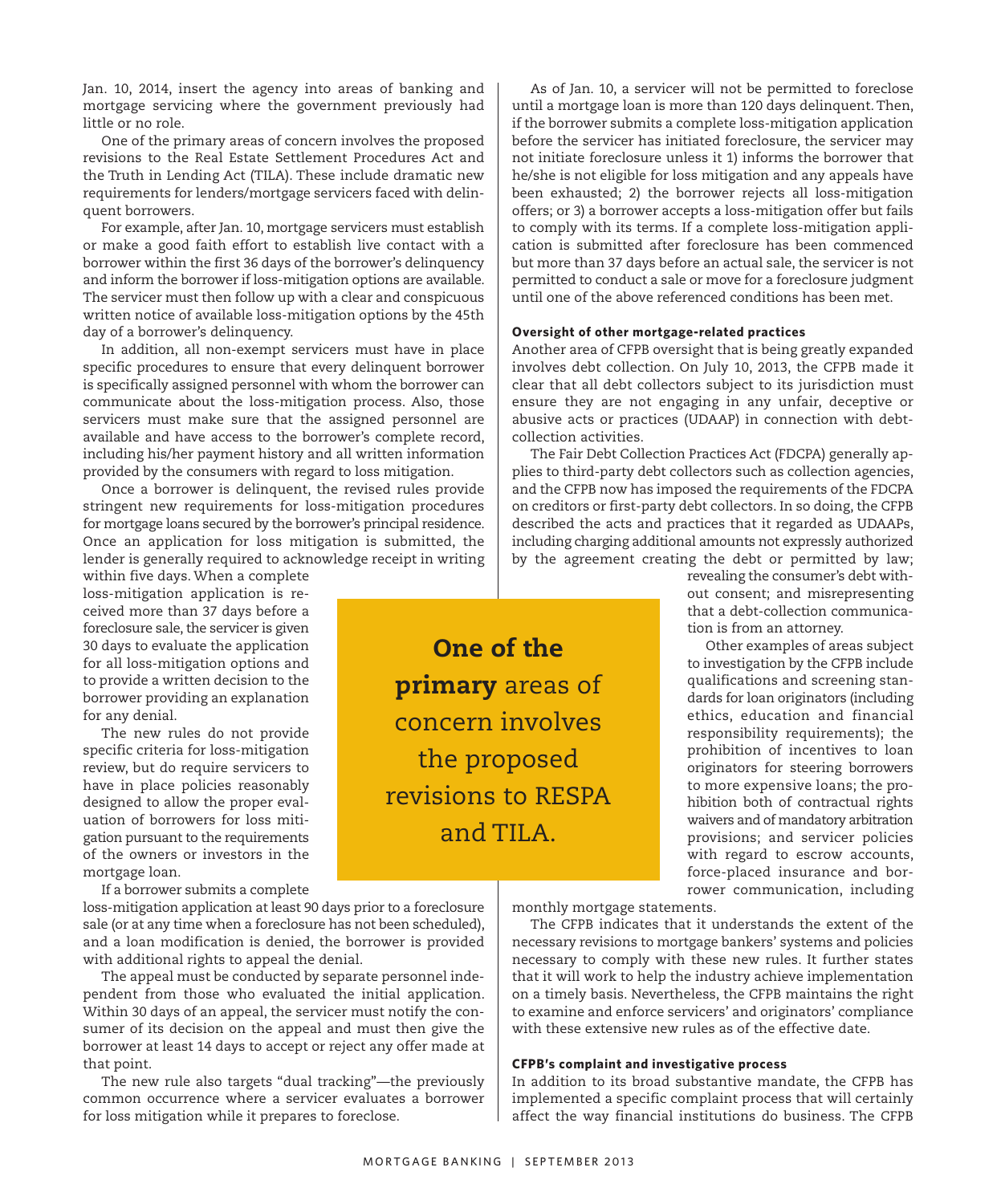Jan. 10, 2014, insert the agency into areas of banking and mortgage servicing where the government previously had little or no role.

One of the primary areas of concern involves the proposed revisions to the Real Estate Settlement Procedures Act and the Truth in Lending Act (TILA). These include dramatic new requirements for lenders/mortgage servicers faced with delinquent borrowers.

For example, after Jan. 10, mortgage servicers must establish or make a good faith effort to establish live contact with a borrower within the first 36 days of the borrower's delinquency and inform the borrower if loss-mitigation options are available. The servicer must then follow up with a clear and conspicuous written notice of available loss-mitigation options by the 45th day of a borrower's delinquency.

In addition, all non-exempt servicers must have in place specific procedures to ensure that every delinquent borrower is specifically assigned personnel with whom the borrower can communicate about the loss-mitigation process. Also, those servicers must make sure that the assigned personnel are available and have access to the borrower's complete record, including his/her payment history and all written information provided by the consumers with regard to loss mitigation.

Once a borrower is delinquent, the revised rules provide stringent new requirements for loss-mitigation procedures for mortgage loans secured by the borrower's principal residence. Once an application for loss mitigation is submitted, the lender is generally required to acknowledge receipt in writing within five days. When a complete loss-mitigation application is received more than 37 days before a foreclosure sale, the servicer is given 30 days to evaluate the application for all loss-mitigation options and to provide a written decision to the borrower providing an explanation for any denial.

The new rules do not provide specific criteria for loss-mitigation review, but do require servicers to have in place policies reasonably designed to allow the proper evaluation of borrowers for loss mitigation pursuant to the requirements of the owners or investors in the mortgage loan.

If a borrower submits a complete loss-mitigation application at least 90 days prior to a foreclosure sale (or at any time when a foreclosure has not been scheduled), and a loan modification is denied, the borrower is provided with additional rights to appeal the denial.

The appeal must be conducted by separate personnel independent from those who evaluated the initial application. Within 30 days of an appeal, the servicer must notify the consumer of its decision on the appeal and must then give the borrower at least 14 days to accept or reject any offer made at that point.

The new rule also targets "dual tracking"—the previously common occurrence where a servicer evaluates a borrower for loss mitigation while it prepares to foreclose.

> **One of the primary** areas of concern involves the proposed revisions to RESPA and TILA.

As of Jan. 10, a servicer will not be permitted to foreclose until a mortgage loan is more than 120 days delinquent. Then, if the borrower submits a complete loss-mitigation application before the servicer has initiated foreclosure, the servicer may not initiate foreclosure unless it 1) informs the borrower that he/she is not eligible for loss mitigation and any appeals have been exhausted; 2) the borrower rejects all loss-mitigation offers; or 3) a borrower accepts a loss-mitigation offer but fails to comply with its terms. If a complete loss-mitigation application is submitted after foreclosure has been commenced but more than 37 days before an actual sale, the servicer is not permitted to conduct a sale or move for a foreclosure judgment until one of the above referenced conditions has been met.

### Oversight of other mortgage-related practices

Another area of CFPB oversight that is being greatly expanded involves debt collection. On July 10, 2013, the CFPB made it clear that all debt collectors subject to its jurisdiction must ensure they are not engaging in any unfair, deceptive or abusive acts or practices (UDAAP) in connection with debt-collection activities.

The Fair Debt Collection Practices Act (FDCPA) generally applies to third-party debt collectors such as collection agencies, and the CFPB now has imposed the requirements of the FDCPA on creditors or first-party debt collectors. In so doing, the CFPB described the acts and practices that it regarded as UDAAPs, including charging additional amounts not expressly authorized by the agreement creating the debt or permitted by law; revealing the consumer's debt without consent; and misrepresenting that a debt-collection communication is from an attorney.

Other examples of areas subject to investigation by the CFPB include qualifications and screening standards for loan originators (including ethics, education and financial responsibility requirements); the prohibition of incentives to loan originators for steering borrowers to more expensive loans; the prohibition both of contractual rights waivers and of mandatory arbitration provisions; and servicer policies with regard to escrow accounts, force-placed insurance and borrower communication, including monthly mortgage statements.

The CFPB indicates that it understands the extent of the necessary revisions to mortgage bankers' systems and policies necessary to comply with these new rules. It further states that it will work to help the industry achieve implementation on a timely basis. Nevertheless, the CFPB maintains the right to examine and enforce servicers' and originators' compliance with these extensive new rules as of the effective date.

### CFPB's complaint and investigative process

In addition to its broad substantive mandate, the CFPB has implemented a specific complaint process that will certainly affect the way financial institutions do business. The CFPB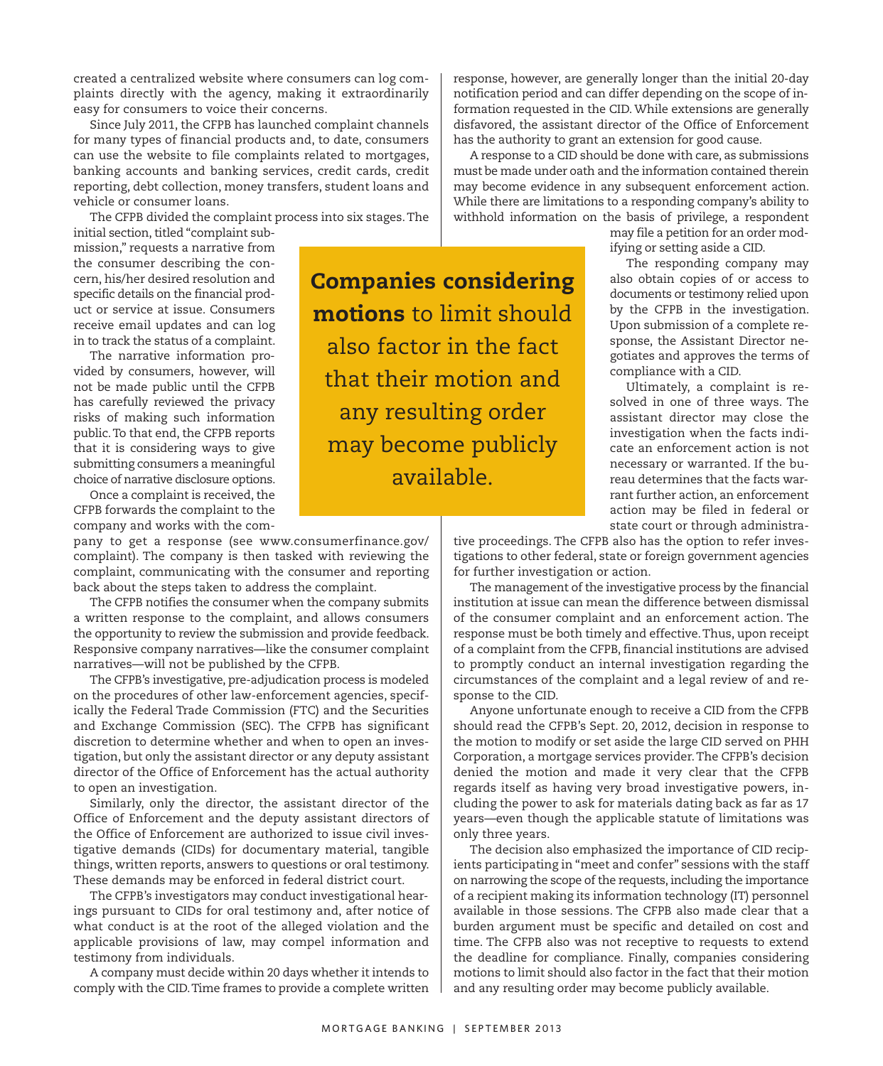created a centralized website where consumers can log complaints directly with the agency, making it extraordinarily easy for consumers to voice their concerns.

Since July 2011, the CFPB has launched complaint channels for many types of financial products and, to date, consumers can use the website to file complaints related to mortgages, banking accounts and banking services, credit cards, credit reporting, debt collection, money transfers, student loans and vehicle or consumer loans.

The CFPB divided the complaint process into six stages. The initial section, titled "complaint submission," requests a narrative from the consumer describing the concern, his/her desired resolution and specific details on the financial product or service at issue. Consumers receive email updates and can log in to track the status of a complaint.

The narrative information provided by consumers, however, will not be made public until the CFPB has carefully reviewed the privacy risks of making such information public. To that end, the CFPB reports that it is considering ways to give submitting consumers a meaningful choice of narrative disclosure options.

Once a complaint is received, the CFPB forwards the complaint to the company and works with the company to get a response (see www.consumerfinance.gov/complaint). The company is then tasked with reviewing the complaint, communicating with the consumer and reporting back about the steps taken to address the complaint.

The CFPB notifies the consumer when the company submits a written response to the complaint, and allows consumers the opportunity to review the submission and provide feedback. Responsive company narratives—like the consumer complaint narratives—will not be published by the CFPB.

The CFPB's investigative, pre-adjudication process is modeled on the procedures of other law-enforcement agencies, specifically the Federal Trade Commission (FTC) and the Securities and Exchange Commission (SEC). The CFPB has significant discretion to determine whether and when to open an investigation, but only the assistant director or any deputy assistant director of the Office of Enforcement has the actual authority to open an investigation.

Similarly, only the director, the assistant director of the Office of Enforcement and the deputy assistant directors of the Office of Enforcement are authorized to issue civil investigative demands (CIDs) for documentary material, tangible things, written reports, answers to questions or oral testimony. These demands may be enforced in federal district court.

The CFPB's investigators may conduct investigational hearings pursuant to CIDs for oral testimony and, after notice of what conduct is at the root of the alleged violation and the applicable provisions of law, may compel information and testimony from individuals.

A company must decide within 20 days whether it intends to comply with the CID. Time frames to provide a complete written response, however, are generally longer than the initial 20-day notification period and can differ depending on the scope of information requested in the CID. While extensions are generally disfavored, the assistant director of the Office of Enforcement has the authority to grant an extension for good cause.

A response to a CID should be done with care, as submissions must be made under oath and the information contained therein may become evidence in any subsequent enforcement action. While there are limitations to a responding company's ability to withhold information on the basis of privilege, a respondent may file a petition for an order modifying or setting aside a CID.

The responding company may also obtain copies of or access to documents or testimony relied upon by the CFPB in the investigation. Upon submission of a complete response, the Assistant Director negotiates and approves the terms of compliance with a CID.

Ultimately, a complaint is resolved in one of three ways. The assistant director may close the investigation when the facts indicate an enforcement action is not necessary or warranted. If the bureau determines that the facts warrant further action, an enforcement action may be filed in federal or state court or through administrative proceedings. The CFPB also has the option to refer investigations to other federal, state or foreign government agencies for further investigation or action.

The management of the investigative process by the financial institution at issue can mean the difference between dismissal of the consumer complaint and an enforcement action. The response must be both timely and effective. Thus, upon receipt of a complaint from the CFPB, financial institutions are advised to promptly conduct an internal investigation regarding the circumstances of the complaint and a legal review of and response to the CID.

Anyone unfortunate enough to receive a CID from the CFPB should read the CFPB's Sept. 20, 2012, decision in response to the motion to modify or set aside the large CID served on PHH Corporation, a mortgage services provider. The CFPB's decision denied the motion and made it very clear that the CFPB regards itself as having very broad investigative powers, including the power to ask for materials dating back as far as 17 years—even though the applicable statute of limitations was only three years.

The decision also emphasized the importance of CID recipients participating in "meet and confer" sessions with the staff on narrowing the scope of the requests, including the importance of a recipient making its information technology (IT) personnel available in those sessions. The CFPB also made clear that a burden argument must be specific and detailed on cost and time. The CFPB also was not receptive to requests to extend the deadline for compliance. Finally, companies considering motions to limit should also factor in the fact that their motion and any resulting order may become publicly available.

> **Companies considering motions** to limit should also factor in the fact that their motion and any resulting order may become publicly available.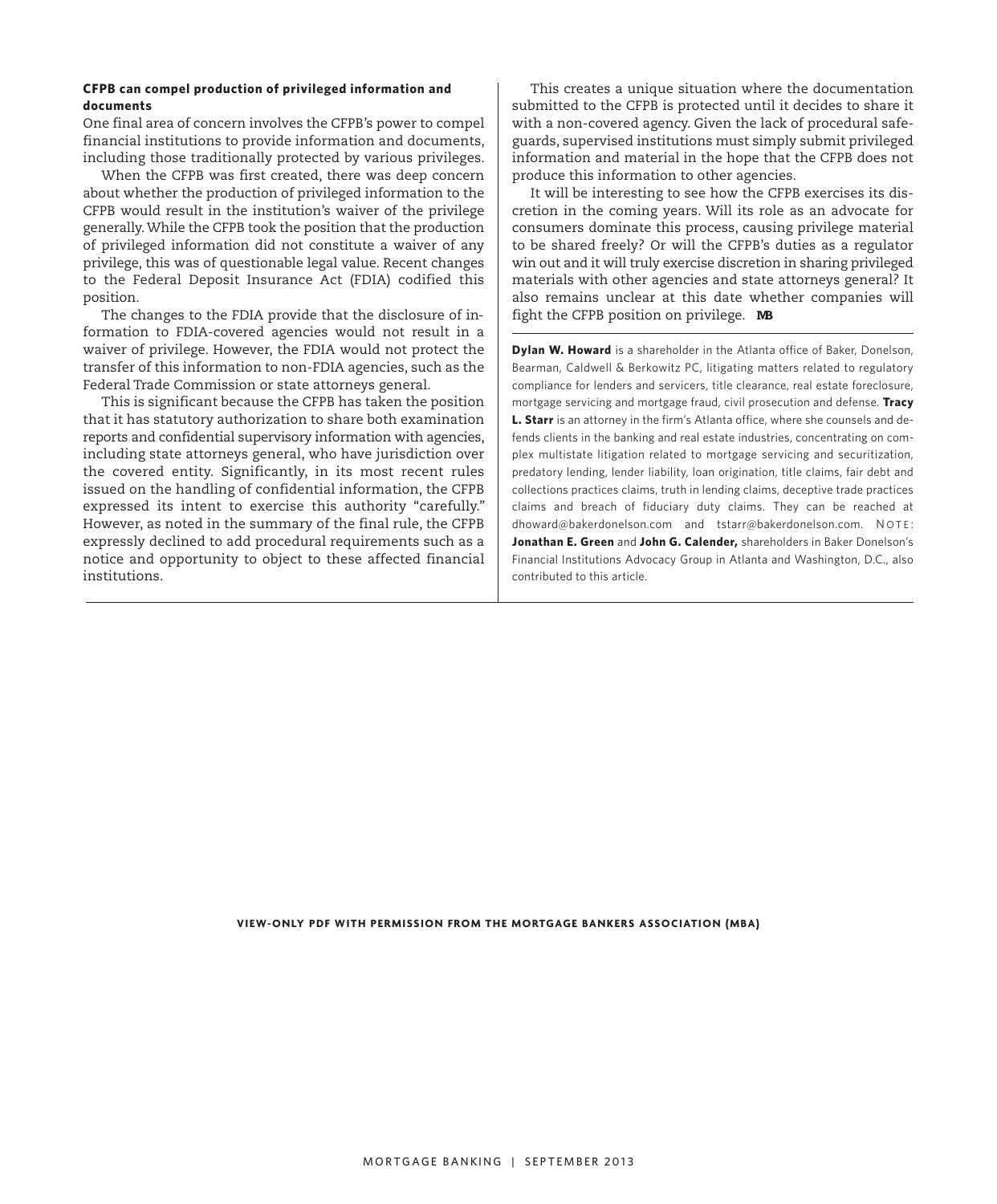### CFPB can compel production of privileged information and documents

One final area of concern involves the CFPB's power to compel financial institutions to provide information and documents, including those traditionally protected by various privileges.

When the CFPB was first created, there was deep concern about whether the production of privileged information to the CFPB would result in the institution's waiver of the privilege generally. While the CFPB took the position that the production of privileged information did not constitute a waiver of any privilege, this was of questionable legal value. Recent changes to the Federal Deposit Insurance Act (FDIA) codified this position.

The changes to the FDIA provide that the disclosure of information to FDIA-covered agencies would not result in a waiver of privilege. However, the FDIA would not protect the transfer of this information to non-FDIA agencies, such as the Federal Trade Commission or state attorneys general.

This is significant because the CFPB has taken the position that it has statutory authorization to share both examination reports and confidential supervisory information with agencies, including state attorneys general, who have jurisdiction over the covered entity. Significantly, in its most recent rules issued on the handling of confidential information, the CFPB expressed its intent to exercise this authority "carefully." However, as noted in the summary of the final rule, the CFPB expressly declined to add procedural requirements such as a notice and opportunity to object to these affected financial institutions.

This creates a unique situation where the documentation submitted to the CFPB is protected until it decides to share it with a non-covered agency. Given the lack of procedural safeguards, supervised institutions must simply submit privileged information and material in the hope that the CFPB does not produce this information to other agencies.

It will be interesting to see how the CFPB exercises its discretion in the coming years. Will its role as an advocate for consumers dominate this process, causing privilege material to be shared freely? Or will the CFPB's duties as a regulator win out and it will truly exercise discretion in sharing privileged materials with other agencies and state attorneys general? It also remains unclear at this date whether companies will fight the CFPB position on privilege. **MB**

---

**Dylan W. Howard** is a shareholder in the Atlanta office of Baker, Donelson, Bearman, Caldwell & Berkowitz PC, litigating matters related to regulatory compliance for lenders and servicers, title clearance, real estate foreclosure, mortgage servicing and mortgage fraud, civil prosecution and defense. **Tracy L. Starr** is an attorney in the firm's Atlanta office, where she counsels and defends clients in the banking and real estate industries, concentrating on complex multistate litigation related to mortgage servicing and securitization, predatory lending, lender liability, loan origination, title claims, fair debt and collections practices claims, truth in lending claims, deceptive trade practices claims and breach of fiduciary duty claims. They can be reached at dhoward@bakerdonelson.com and tstarr@bakerdonelson.com. NOTE: **Jonathan E. Green** and **John G. Calender,** shareholders in Baker Donelson's Financial Institutions Advocacy Group in Atlanta and Washington, D.C., also contributed to this article.

**VIEW-ONLY PDF WITH PERMISSION FROM THE MORTGAGE BANKERS ASSOCIATION (MBA)**